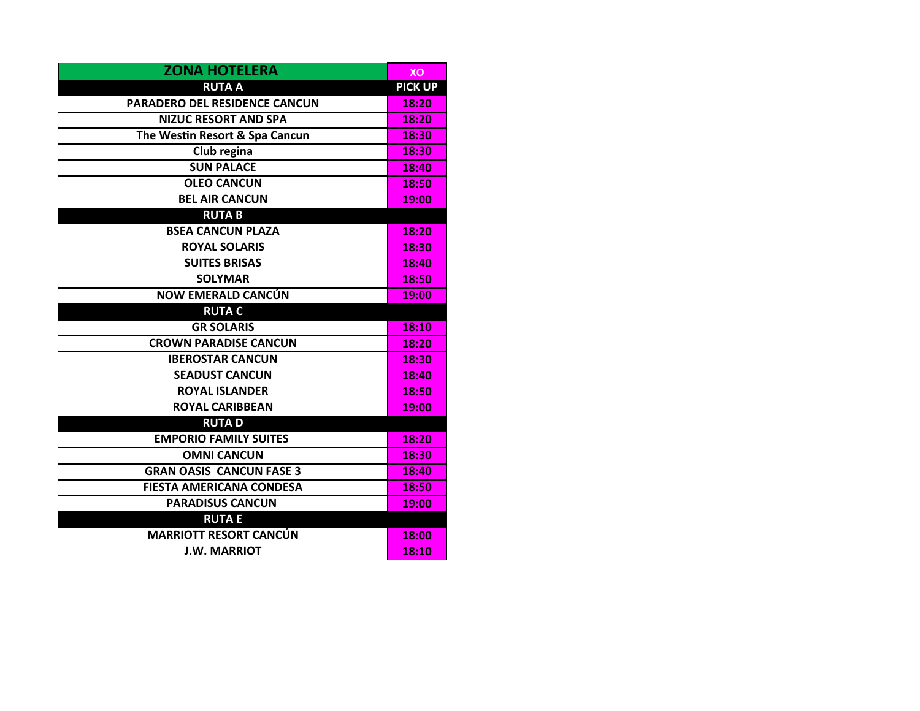| ZONA HOTELERA | XO |
|---|---|
| **RUTA A** | **PICK UP** |
| PARADERO DEL RESIDENCE CANCUN | 18:20 |
| NIZUC RESORT AND SPA | 18:20 |
| The Westin Resort & Spa Cancun | 18:30 |
| Club regina | 18:30 |
| SUN PALACE | 18:40 |
| OLEO CANCUN | 18:50 |
| BEL AIR CANCUN | 19:00 |
| **RUTA B** | |
| BSEA CANCUN PLAZA | 18:20 |
| ROYAL SOLARIS | 18:30 |
| SUITES BRISAS | 18:40 |
| SOLYMAR | 18:50 |
| NOW EMERALD CANCÚN | 19:00 |
| **RUTA C** | |
| GR SOLARIS | 18:10 |
| CROWN PARADISE CANCUN | 18:20 |
| IBEROSTAR CANCUN | 18:30 |
| SEADUST CANCUN | 18:40 |
| ROYAL ISLANDER | 18:50 |
| ROYAL CARIBBEAN | 19:00 |
| **RUTA D** | |
| EMPORIO FAMILY SUITES | 18:20 |
| OMNI CANCUN | 18:30 |
| GRAN OASIS CANCUN FASE 3 | 18:40 |
| FIESTA AMERICANA CONDESA | 18:50 |
| PARADISUS CANCUN | 19:00 |
| **RUTA E** | |
| MARRIOTT RESORT CANCÚN | 18:00 |
| J.W. MARRIOT | 18:10 |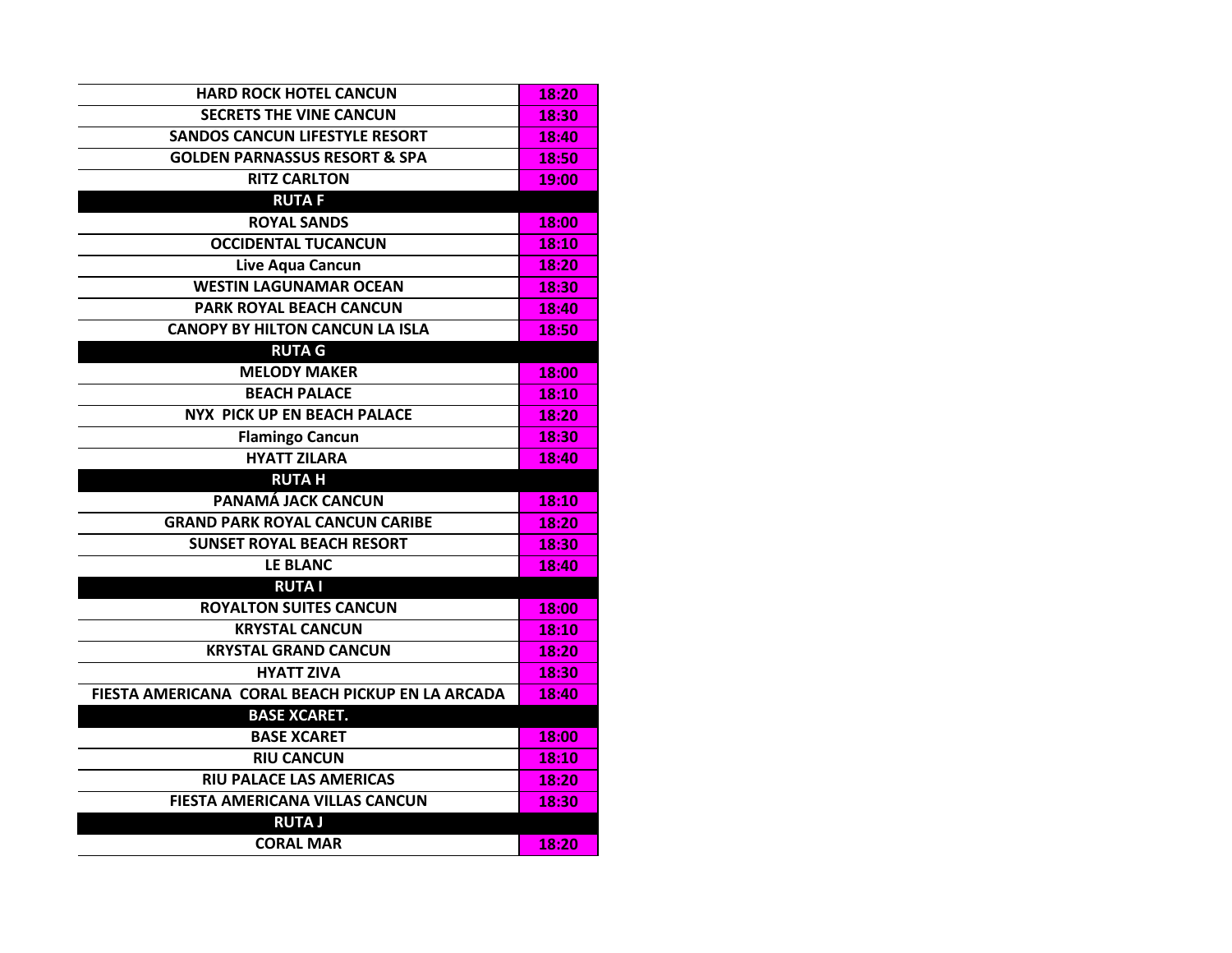| | |
|---|---|
| HARD ROCK HOTEL CANCUN | 18:20 |
| SECRETS THE VINE CANCUN | 18:30 |
| SANDOS CANCUN LIFESTYLE RESORT | 18:40 |
| GOLDEN PARNASSUS RESORT & SPA | 18:50 |
| RITZ CARLTON | 19:00 |
| **RUTA F** | |
| ROYAL SANDS | 18:00 |
| OCCIDENTAL TUCANCUN | 18:10 |
| Live Aqua Cancun | 18:20 |
| WESTIN LAGUNAMAR OCEAN | 18:30 |
| PARK ROYAL BEACH CANCUN | 18:40 |
| CANOPY BY HILTON CANCUN LA ISLA | 18:50 |
| **RUTA G** | |
| MELODY MAKER | 18:00 |
| BEACH PALACE | 18:10 |
| NYX PICK UP EN BEACH PALACE | 18:20 |
| Flamingo Cancun | 18:30 |
| HYATT ZILARA | 18:40 |
| **RUTA H** | |
| PANAMÁ JACK CANCUN | 18:10 |
| GRAND PARK ROYAL CANCUN CARIBE | 18:20 |
| SUNSET ROYAL BEACH RESORT | 18:30 |
| LE BLANC | 18:40 |
| **RUTA I** | |
| ROYALTON SUITES CANCUN | 18:00 |
| KRYSTAL CANCUN | 18:10 |
| KRYSTAL GRAND CANCUN | 18:20 |
| HYATT ZIVA | 18:30 |
| FIESTA AMERICANA CORAL BEACH PICKUP EN LA ARCADA | 18:40 |
| **BASE XCARET.** | |
| BASE XCARET | 18:00 |
| RIU CANCUN | 18:10 |
| RIU PALACE LAS AMERICAS | 18:20 |
| FIESTA AMERICANA VILLAS CANCUN | 18:30 |
| **RUTA J** | |
| CORAL MAR | 18:20 |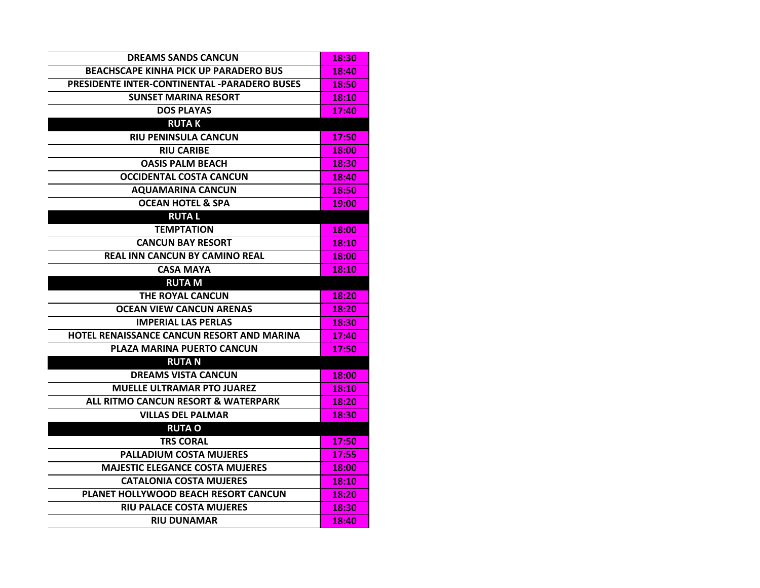| | |
|---|---|
| DREAMS SANDS CANCUN | 18:30 |
| BEACHSCAPE KINHA PICK UP PARADERO BUS | 18:40 |
| PRESIDENTE INTER-CONTINENTAL -PARADERO BUSES | 18:50 |
| SUNSET MARINA RESORT | 18:10 |
| DOS PLAYAS | 17:40 |
| **RUTA K** | |
| RIU PENINSULA CANCUN | 17:50 |
| RIU CARIBE | 18:00 |
| OASIS PALM BEACH | 18:30 |
| OCCIDENTAL COSTA CANCUN | 18:40 |
| AQUAMARINA CANCUN | 18:50 |
| OCEAN HOTEL & SPA | 19:00 |
| **RUTA L** | |
| TEMPTATION | 18:00 |
| CANCUN BAY RESORT | 18:10 |
| REAL INN CANCUN BY CAMINO REAL | 18:00 |
| CASA MAYA | 18:10 |
| **RUTA M** | |
| THE ROYAL CANCUN | 18:20 |
| OCEAN VIEW CANCUN ARENAS | 18:20 |
| IMPERIAL LAS PERLAS | 18:30 |
| HOTEL RENAISSANCE CANCUN RESORT AND MARINA | 17:40 |
| PLAZA MARINA PUERTO CANCUN | 17:50 |
| **RUTA N** | |
| DREAMS VISTA CANCUN | 18:00 |
| MUELLE ULTRAMAR PTO JUAREZ | 18:10 |
| ALL RITMO CANCUN RESORT & WATERPARK | 18:20 |
| VILLAS DEL PALMAR | 18:30 |
| **RUTA O** | |
| TRS CORAL | 17:50 |
| PALLADIUM COSTA MUJERES | 17:55 |
| MAJESTIC ELEGANCE COSTA MUJERES | 18:00 |
| CATALONIA COSTA MUJERES | 18:10 |
| PLANET HOLLYWOOD BEACH RESORT CANCUN | 18:20 |
| RIU PALACE COSTA MUJERES | 18:30 |
| RIU DUNAMAR | 18:40 |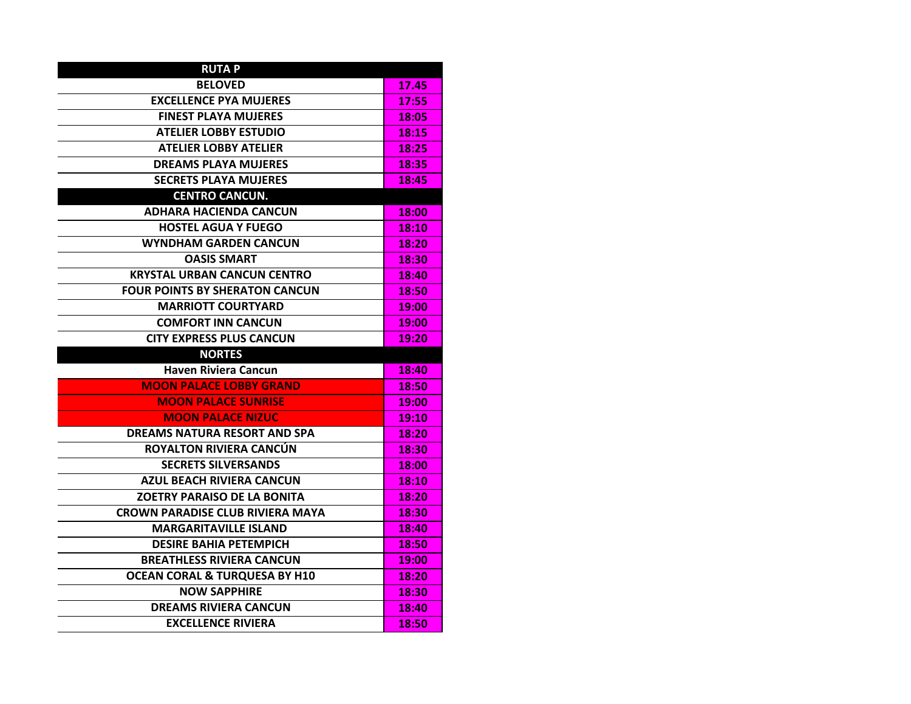| RUTA P | |
|---|---|
| BELOVED | 17.45 |
| EXCELLENCE PYA MUJERES | 17:55 |
| FINEST PLAYA MUJERES | 18:05 |
| ATELIER LOBBY ESTUDIO | 18:15 |
| ATELIER LOBBY ATELIER | 18:25 |
| DREAMS PLAYA MUJERES | 18:35 |
| SECRETS PLAYA MUJERES | 18:45 |
| **CENTRO CANCUN.** | |
| ADHARA HACIENDA CANCUN | 18:00 |
| HOSTEL AGUA Y FUEGO | 18:10 |
| WYNDHAM GARDEN CANCUN | 18:20 |
| OASIS SMART | 18:30 |
| KRYSTAL URBAN CANCUN CENTRO | 18:40 |
| FOUR POINTS BY SHERATON CANCUN | 18:50 |
| MARRIOTT COURTYARD | 19:00 |
| COMFORT INN CANCUN | 19:00 |
| CITY EXPRESS PLUS CANCUN | 19:20 |
| **NORTES** | |
| Haven Riviera Cancun | 18:40 |
| MOON PALACE LOBBY GRAND | 18:50 |
| MOON PALACE SUNRISE | 19:00 |
| MOON PALACE NIZUC | 19:10 |
| DREAMS NATURA RESORT AND SPA | 18:20 |
| ROYALTON RIVIERA CANCÚN | 18:30 |
| SECRETS SILVERSANDS | 18:00 |
| AZUL BEACH RIVIERA CANCUN | 18:10 |
| ZOETRY PARAISO DE LA BONITA | 18:20 |
| CROWN PARADISE CLUB RIVIERA MAYA | 18:30 |
| MARGARITAVILLE ISLAND | 18:40 |
| DESIRE BAHIA PETEMPICH | 18:50 |
| BREATHLESS RIVIERA CANCUN | 19:00 |
| OCEAN CORAL & TURQUESA BY H10 | 18:20 |
| NOW SAPPHIRE | 18:30 |
| DREAMS RIVIERA CANCUN | 18:40 |
| EXCELLENCE RIVIERA | 18:50 |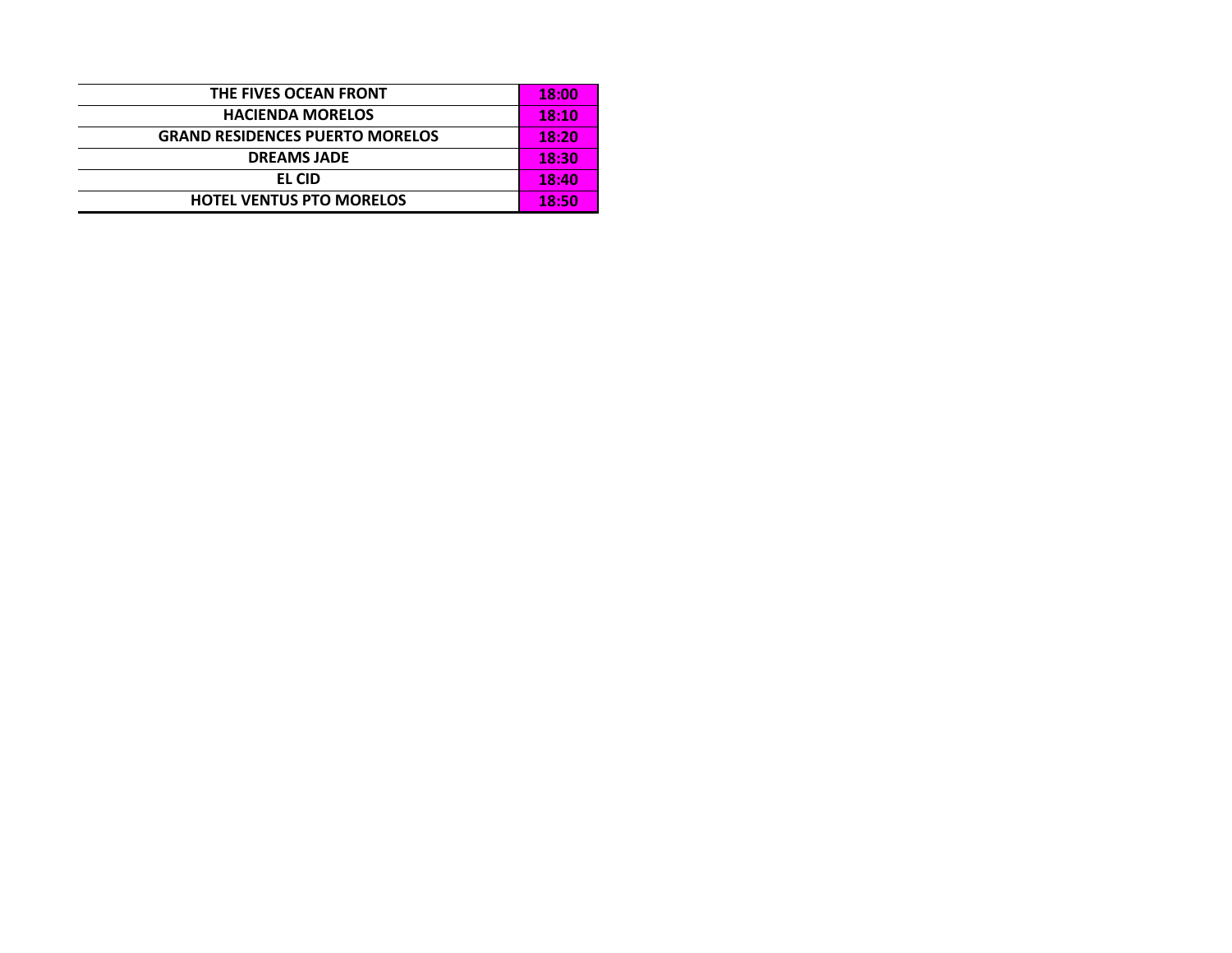| | |
|---|---|
| **THE FIVES OCEAN FRONT** | **18:00** |
| **HACIENDA MORELOS** | **18:10** |
| **GRAND RESIDENCES PUERTO MORELOS** | **18:20** |
| **DREAMS JADE** | **18:30** |
| **EL CID** | **18:40** |
| **HOTEL VENTUS PTO MORELOS** | **18:50** |